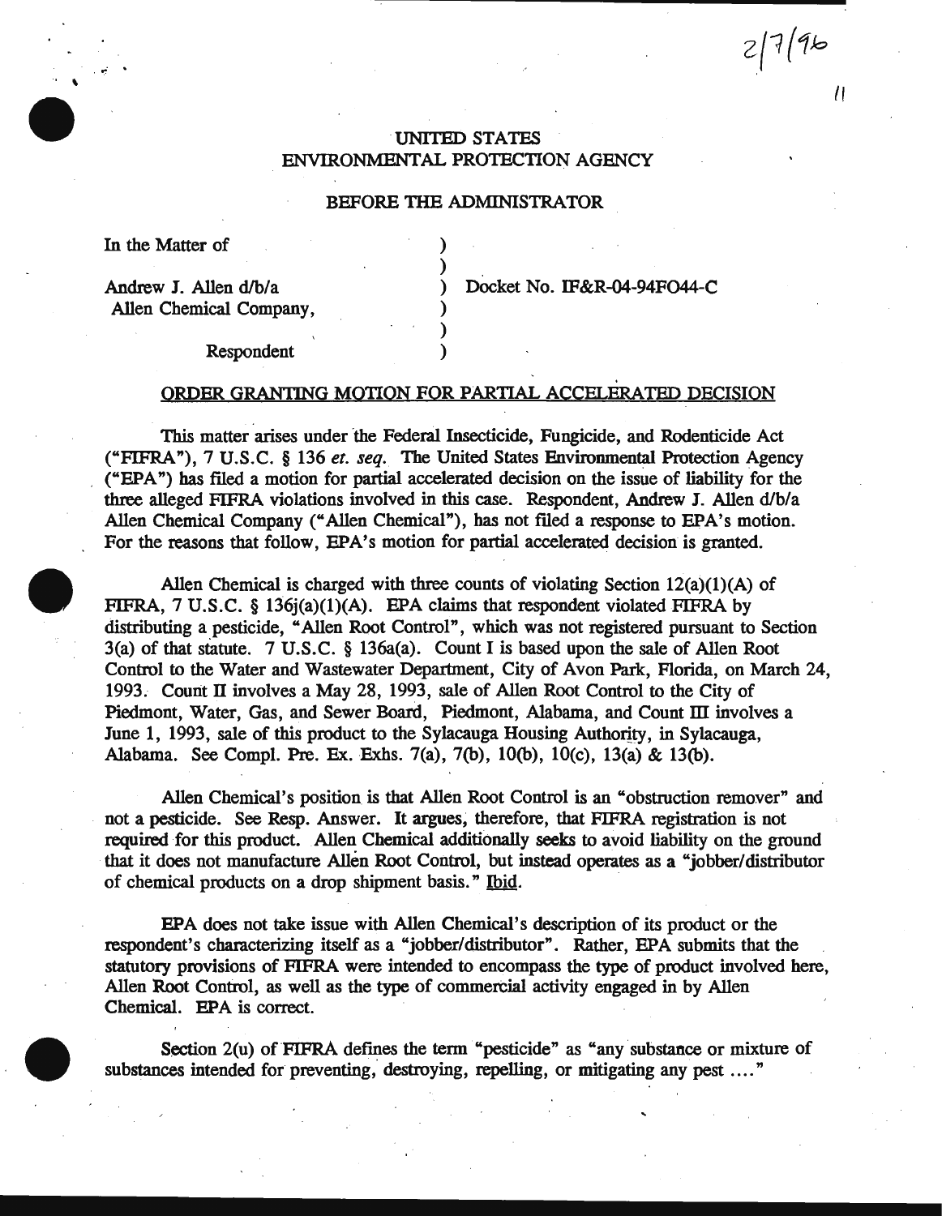2/7/96

UNITED STATES
ENVIRONMENTAL PROTECTION AGENCY

BEFORE THE ADMINISTRATOR

In the Matter of

Andrew J. Allen d/b/a
Allen Chemical Company,

Respondent

Docket No. IF&R-04-94F044-C

ORDER GRANTING MOTION FOR PARTIAL ACCELERATED DECISION

This matter arises under the Federal Insecticide, Fungicide, and Rodenticide Act ("FIFRA"), 7 U.S.C. § 136 *et. seq.* The United States Environmental Protection Agency ("EPA") has filed a motion for partial accelerated decision on the issue of liability for the three alleged FIFRA violations involved in this case. Respondent, Andrew J. Allen d/b/a Allen Chemical Company ("Allen Chemical"), has not filed a response to EPA's motion. For the reasons that follow, EPA's motion for partial accelerated decision is granted.

Allen Chemical is charged with three counts of violating Section 12(a)(1)(A) of FIFRA, 7 U.S.C. § 136j(a)(1)(A). EPA claims that respondent violated FIFRA by distributing a pesticide, "Allen Root Control", which was not registered pursuant to Section 3(a) of that statute. 7 U.S.C. § 136a(a). Count I is based upon the sale of Allen Root Control to the Water and Wastewater Department, City of Avon Park, Florida, on March 24, 1993. Count II involves a May 28, 1993, sale of Allen Root Control to the City of Piedmont, Water, Gas, and Sewer Board, Piedmont, Alabama, and Count III involves a June 1, 1993, sale of this product to the Sylacauga Housing Authority, in Sylacauga, Alabama. See Compl. Pre. Ex. Exhs. 7(a), 7(b), 10(b), 10(c), 13(a) & 13(b).

Allen Chemical's position is that Allen Root Control is an "obstruction remover" and not a pesticide. See Resp. Answer. It argues, therefore, that FIFRA registration is not required for this product. Allen Chemical additionally seeks to avoid liability on the ground that it does not manufacture Allen Root Control, but instead operates as a "jobber/distributor of chemical products on a drop shipment basis." Ibid.

EPA does not take issue with Allen Chemical's description of its product or the respondent's characterizing itself as a "jobber/distributor". Rather, EPA submits that the statutory provisions of FIFRA were intended to encompass the type of product involved here, Allen Root Control, as well as the type of commercial activity engaged in by Allen Chemical. EPA is correct.

Section 2(u) of FIFRA defines the term "pesticide" as "any substance or mixture of substances intended for preventing, destroying, repelling, or mitigating any pest ...."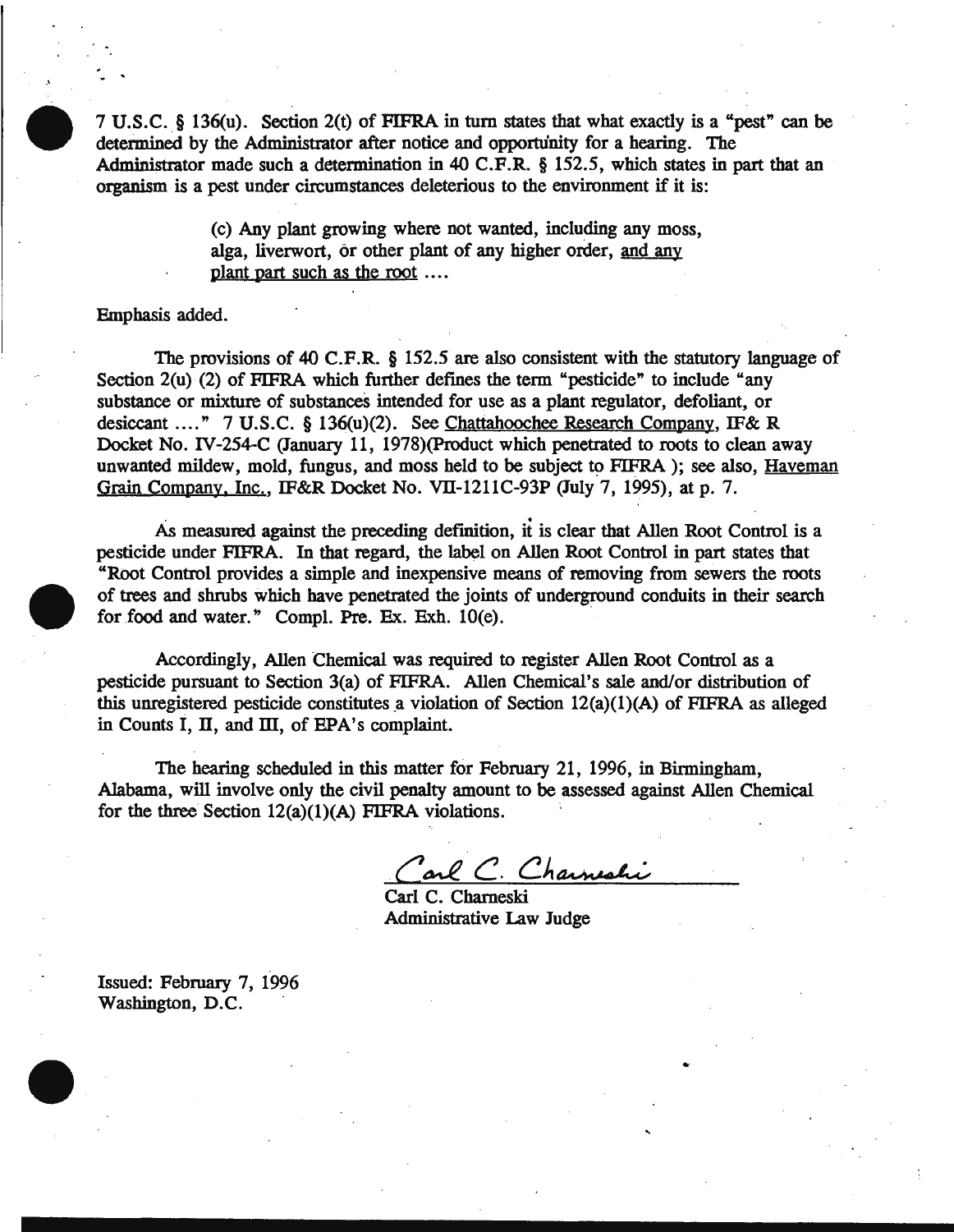7 U.S.C. § 136(u). Section 2(t) of FIFRA in turn states that what exactly is a "pest" can be determined by the Administrator after notice and opportunity for a hearing. The Administrator made such a determination in 40 C.F.R. § 152.5, which states in part that an organism is a pest under circumstances deleterious to the environment if it is:

> (c) Any plant growing where not wanted, including any moss, alga, liverwort, or other plant of any higher order, <u>and any plant part such as the root</u> ....

Emphasis added.

The provisions of 40 C.F.R. § 152.5 are also consistent with the statutory language of Section 2(u) (2) of FIFRA which further defines the term "pesticide" to include "any substance or mixture of substances intended for use as a plant regulator, defoliant, or desiccant ...." 7 U.S.C. § 136(u)(2). See <u>Chattahoochee Research Company</u>, IF& R Docket No. IV-254-C (January 11, 1978)(Product which penetrated to roots to clean away unwanted mildew, mold, fungus, and moss held to be subject to FIFRA ); see also, <u>Haveman Grain Company, Inc.</u>, IF&R Docket No. VII-1211C-93P (July 7, 1995), at p. 7.

As measured against the preceding definition, it is clear that Allen Root Control is a pesticide under FIFRA. In that regard, the label on Allen Root Control in part states that "Root Control provides a simple and inexpensive means of removing from sewers the roots of trees and shrubs which have penetrated the joints of underground conduits in their search for food and water." Compl. Pre. Ex. Exh. 10(e).

Accordingly, Allen Chemical was required to register Allen Root Control as a pesticide pursuant to Section 3(a) of FIFRA. Allen Chemical's sale and/or distribution of this unregistered pesticide constitutes a violation of Section 12(a)(1)(A) of FIFRA as alleged in Counts I, II, and III, of EPA's complaint.

The hearing scheduled in this matter for February 21, 1996, in Birmingham, Alabama, will involve only the civil penalty amount to be assessed against Allen Chemical for the three Section 12(a)(1)(A) FIFRA violations.

Carl C. Charneski
Administrative Law Judge

Issued: February 7, 1996
Washington, D.C.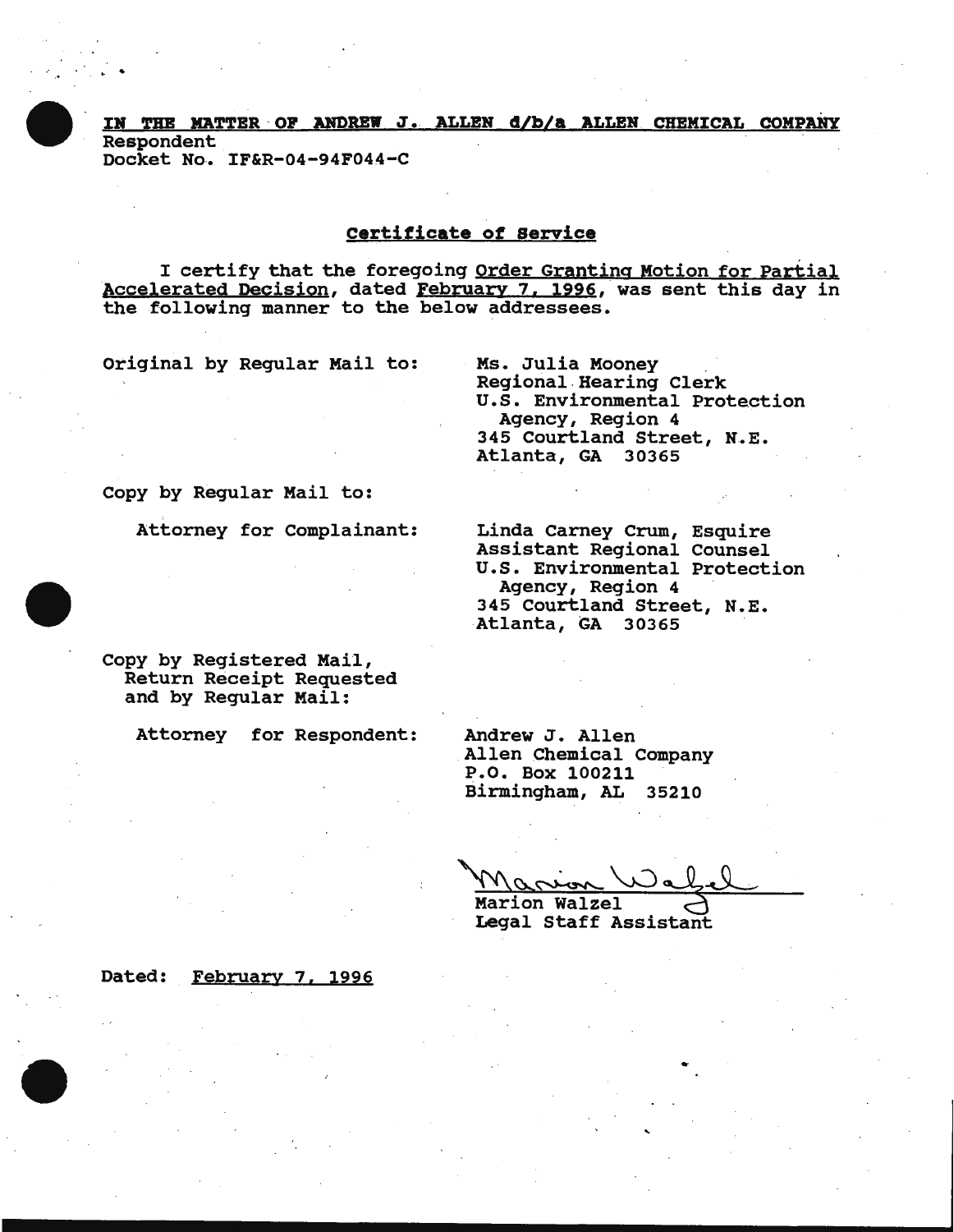**IN THE MATTER OF ANDREW J. ALLEN d/b/a ALLEN CHEMICAL COMPANY**
Respondent
Docket No. IF&R-04-94F044-C

## Certificate of Service

I certify that the foregoing Order Granting Motion for Partial Accelerated Decision, dated February 7, 1996, was sent this day in the following manner to the below addressees.

Original by Regular Mail to:

Ms. Julia Mooney
Regional Hearing Clerk
U.S. Environmental Protection Agency, Region 4
345 Courtland Street, N.E.
Atlanta, GA 30365

Copy by Regular Mail to:

Attorney for Complainant:

Linda Carney Crum, Esquire
Assistant Regional Counsel
U.S. Environmental Protection Agency, Region 4
345 Courtland Street, N.E.
Atlanta, GA 30365

Copy by Registered Mail, Return Receipt Requested and by Regular Mail:

Attorney for Respondent:

Andrew J. Allen
Allen Chemical Company
P.O. Box 100211
Birmingham, AL 35210

Marion Walzel
Legal Staff Assistant

Dated: February 7, 1996